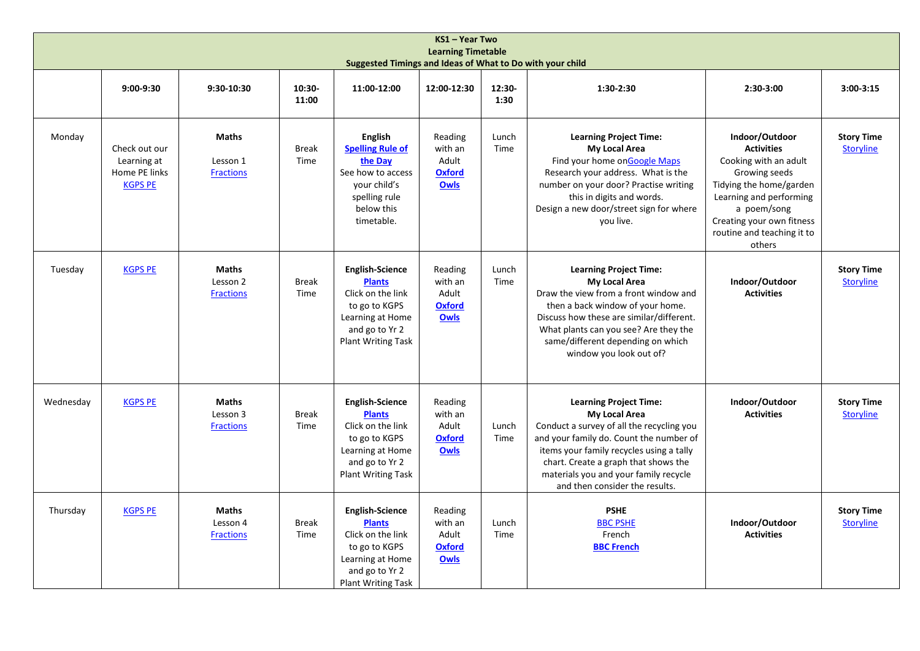# KS1 – Year Two
## Learning Timetable
### Suggested Timings and Ideas of What to Do with your child

| | 9:00-9:30 | 9:30-10:30 | 10:30-11:00 | 11:00-12:00 | 12:00-12:30 | 12:30-1:30 | 1:30-2:30 | 2:30-3:00 | 3:00-3:15 |
|---|---|---|---|---|---|---|---|---|---|
| Monday | Check out our Learning at Home PE links KGPS PE | **Maths** Lesson 1 Fractions | Break Time | **English** **Spelling Rule of the Day** See how to access your child's spelling rule below this timetable. | Reading with an Adult **Oxford Owls** | Lunch Time | **Learning Project Time: My Local Area** Find your home on Google Maps Research your address. What is the number on your door? Practise writing this in digits and words. Design a new door/street sign for where you live. | **Indoor/Outdoor Activities** Cooking with an adult Growing seeds Tidying the home/garden Learning and performing a poem/song Creating your own fitness routine and teaching it to others | **Story Time** Storyline |
| Tuesday | KGPS PE | **Maths** Lesson 2 Fractions | Break Time | **English-Science** **Plants** Click on the link to go to KGPS Learning at Home and go to Yr 2 Plant Writing Task | Reading with an Adult **Oxford Owls** | Lunch Time | **Learning Project Time: My Local Area** Draw the view from a front window and then a back window of your home. Discuss how these are similar/different. What plants can you see? Are they the same/different depending on which window you look out of? | **Indoor/Outdoor Activities** | **Story Time** Storyline |
| Wednesday | KGPS PE | **Maths** Lesson 3 Fractions | Break Time | **English-Science** **Plants** Click on the link to go to KGPS Learning at Home and go to Yr 2 Plant Writing Task | Reading with an Adult **Oxford Owls** | Lunch Time | **Learning Project Time: My Local Area** Conduct a survey of all the recycling you and your family do. Count the number of items your family recycles using a tally chart. Create a graph that shows the materials you and your family recycle and then consider the results. | **Indoor/Outdoor Activities** | **Story Time** Storyline |
| Thursday | KGPS PE | **Maths** Lesson 4 Fractions | Break Time | **English-Science** **Plants** Click on the link to go to KGPS Learning at Home and go to Yr 2 Plant Writing Task | Reading with an Adult **Oxford Owls** | Lunch Time | **PSHE** BBC PSHE French **BBC French** | **Indoor/Outdoor Activities** | **Story Time** Storyline |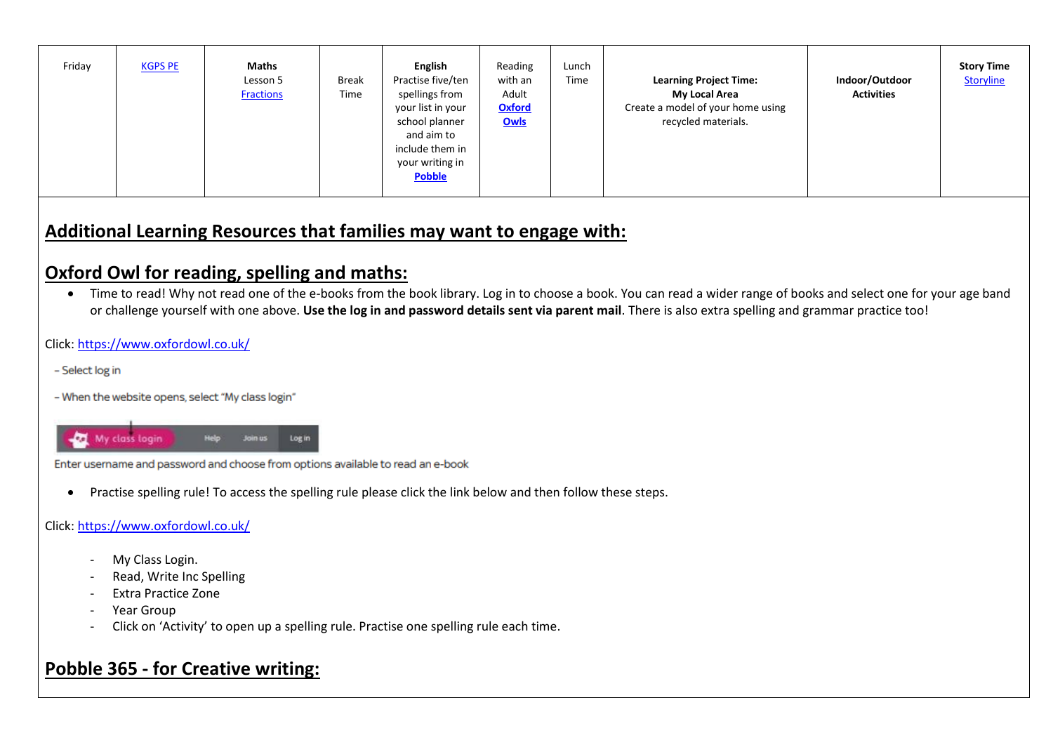| Friday | KGPS PE | **Maths** Lesson 5 Fractions | Break Time | **English** Practise five/ten spellings from your list in your school planner and aim to include them in your writing in **Pobble** | Reading with an Adult **Oxford Owls** | Lunch Time | **Learning Project Time: My Local Area** Create a model of your home using recycled materials. | **Indoor/Outdoor Activities** | **Story Time** Storyline |
|---|---|---|---|---|---|---|---|---|---|

## Additional Learning Resources that families may want to engage with:

## Oxford Owl for reading, spelling and maths:

- Time to read! Why not read one of the e-books from the book library. Log in to choose a book. You can read a wider range of books and select one for your age band or challenge yourself with one above. **Use the log in and password details sent via parent mail**. There is also extra spelling and grammar practice too!

Click: https://www.oxfordowl.co.uk/

- Select log in

- When the website opens, select "My class login"

Enter username and password and choose from options available to read an e-book

- Practise spelling rule! To access the spelling rule please click the link below and then follow these steps.

Click: https://www.oxfordowl.co.uk/

- My Class Login.
- Read, Write Inc Spelling
- Extra Practice Zone
- Year Group
- Click on 'Activity' to open up a spelling rule. Practise one spelling rule each time.

## Pobble 365 - for Creative writing: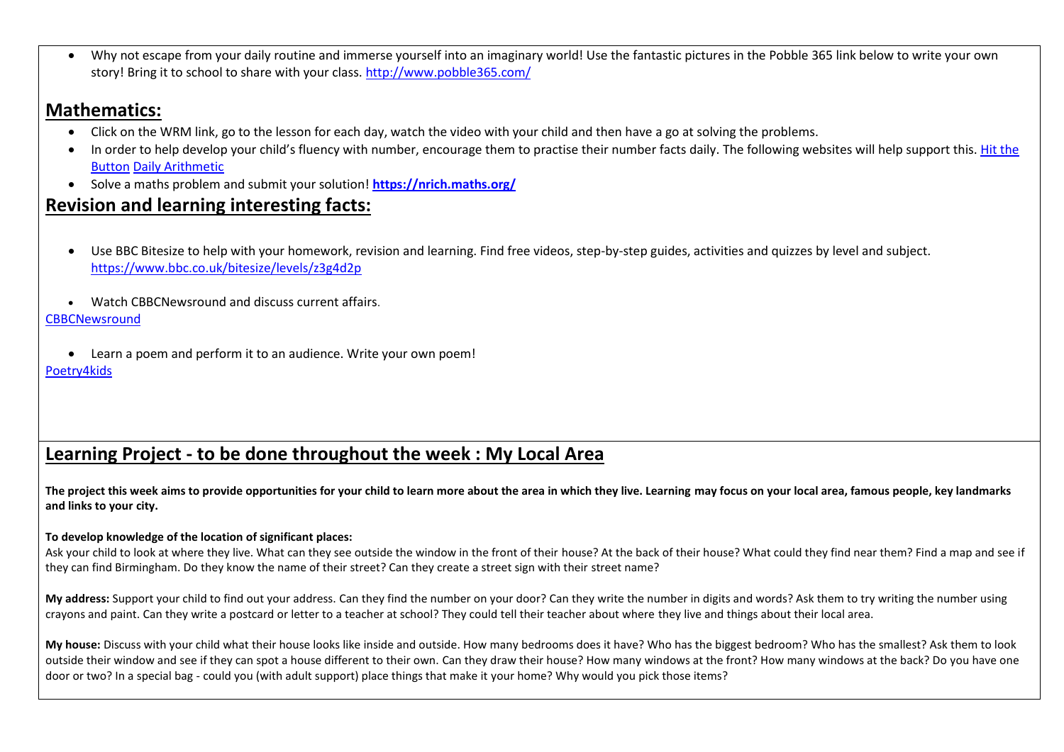- Why not escape from your daily routine and immerse yourself into an imaginary world! Use the fantastic pictures in the Pobble 365 link below to write your own story! Bring it to school to share with your class. http://www.pobble365.com/

## Mathematics:

- Click on the WRM link, go to the lesson for each day, watch the video with your child and then have a go at solving the problems.
- In order to help develop your child's fluency with number, encourage them to practise their number facts daily. The following websites will help support this. Hit the Button Daily Arithmetic
- Solve a maths problem and submit your solution! **https://nrich.maths.org/**

## Revision and learning interesting facts:

- Use BBC Bitesize to help with your homework, revision and learning. Find free videos, step-by-step guides, activities and quizzes by level and subject. https://www.bbc.co.uk/bitesize/levels/z3g4d2p

- Watch CBBCNewsround and discuss current affairs.

CBBCNewsround

- Learn a poem and perform it to an audience. Write your own poem!

Poetry4kids

## Learning Project - to be done throughout the week : My Local Area

**The project this week aims to provide opportunities for your child to learn more about the area in which they live. Learning may focus on your local area, famous people, key landmarks and links to your city.**

**To develop knowledge of the location of significant places:**

Ask your child to look at where they live. What can they see outside the window in the front of their house? At the back of their house? What could they find near them? Find a map and see if they can find Birmingham. Do they know the name of their street? Can they create a street sign with their street name?

**My address:** Support your child to find out your address. Can they find the number on your door? Can they write the number in digits and words? Ask them to try writing the number using crayons and paint. Can they write a postcard or letter to a teacher at school? They could tell their teacher about where they live and things about their local area.

**My house:** Discuss with your child what their house looks like inside and outside. How many bedrooms does it have? Who has the biggest bedroom? Who has the smallest? Ask them to look outside their window and see if they can spot a house different to their own. Can they draw their house? How many windows at the front? How many windows at the back? Do you have one door or two? In a special bag - could you (with adult support) place things that make it your home? Why would you pick those items?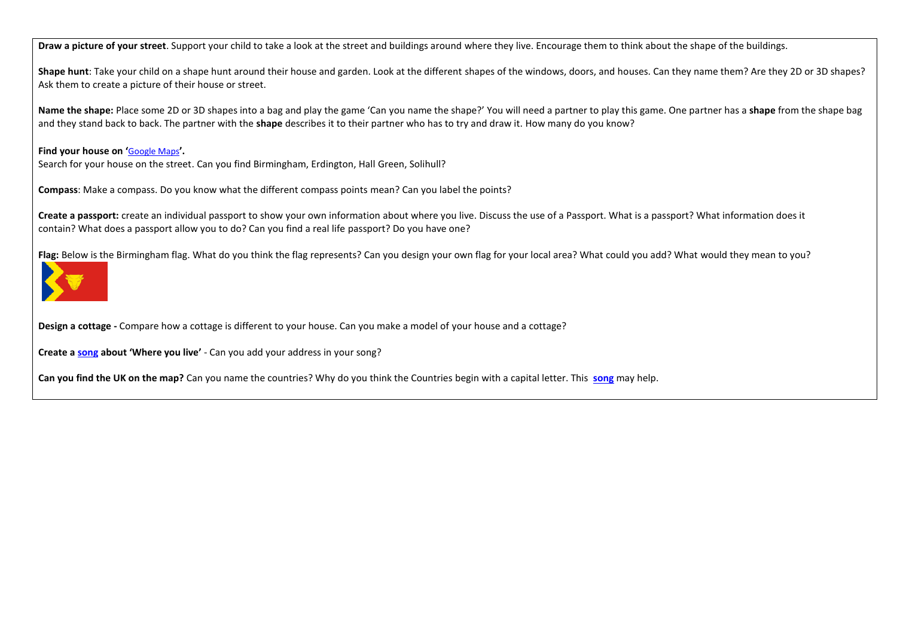**Draw a picture of your street**. Support your child to take a look at the street and buildings around where they live. Encourage them to think about the shape of the buildings.

**Shape hunt**: Take your child on a shape hunt around their house and garden. Look at the different shapes of the windows, doors, and houses. Can they name them? Are they 2D or 3D shapes? Ask them to create a picture of their house or street.

**Name the shape:** Place some 2D or 3D shapes into a bag and play the game 'Can you name the shape?' You will need a partner to play this game. One partner has a **shape** from the shape bag and they stand back to back. The partner with the **shape** describes it to their partner who has to try and draw it. How many do you know?

**Find your house on '**Google Maps**'.**
Search for your house on the street. Can you find Birmingham, Erdington, Hall Green, Solihull?

**Compass**: Make a compass. Do you know what the different compass points mean? Can you label the points?

**Create a passport:** create an individual passport to show your own information about where you live. Discuss the use of a Passport. What is a passport? What information does it contain? What does a passport allow you to do? Can you find a real life passport? Do you have one?

**Flag:** Below is the Birmingham flag. What do you think the flag represents? Can you design your own flag for your local area? What could you add? What would they mean to you?

**Design a cottage -** Compare how a cottage is different to your house. Can you make a model of your house and a cottage?

**Create a song about 'Where you live'** - Can you add your address in your song?

**Can you find the UK on the map?** Can you name the countries? Why do you think the Countries begin with a capital letter. This **song** may help.